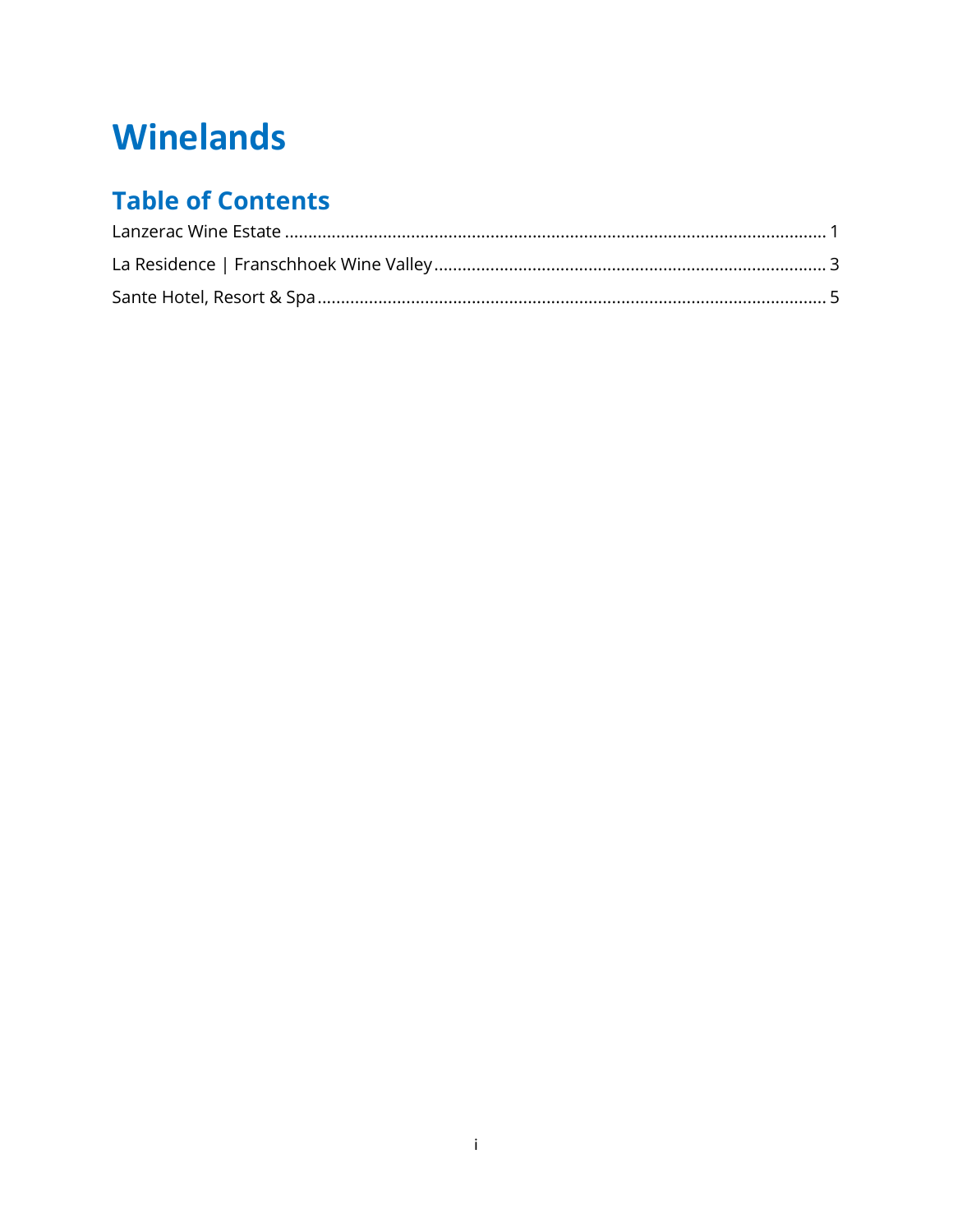# Winelands

## Table of Contents

Lanzerac Wine Estate ........................................................................................................................ 1

La Residence | Franschhoek Wine Valley ......................................................................................... 3

Sante Hotel, Resort & Spa ................................................................................................................. 5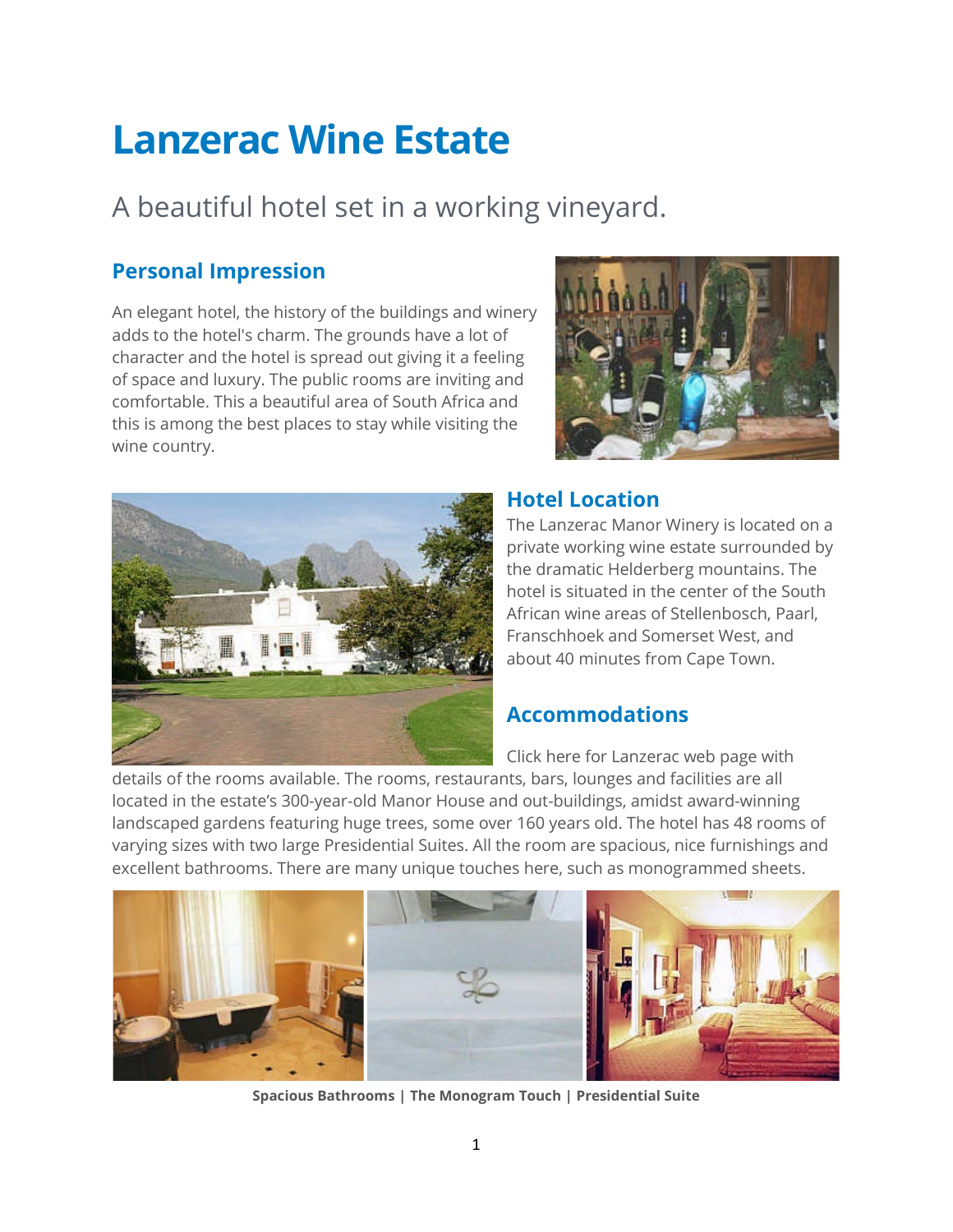# Lanzerac Wine Estate

A beautiful hotel set in a working vineyard.

## Personal Impression

An elegant hotel, the history of the buildings and winery adds to the hotel's charm. The grounds have a lot of character and the hotel is spread out giving it a feeling of space and luxury. The public rooms are inviting and comfortable. This a beautiful area of South Africa and this is among the best places to stay while visiting the wine country.

## Hotel Location

The Lanzerac Manor Winery is located on a private working wine estate surrounded by the dramatic Helderberg mountains. The hotel is situated in the center of the South African wine areas of Stellenbosch, Paarl, Franschhoek and Somerset West, and about 40 minutes from Cape Town.

## Accommodations

Click here for Lanzerac web page with details of the rooms available. The rooms, restaurants, bars, lounges and facilities are all located in the estate's 300-year-old Manor House and out-buildings, amidst award-winning landscaped gardens featuring huge trees, some over 160 years old. The hotel has 48 rooms of varying sizes with two large Presidential Suites. All the room are spacious, nice furnishings and excellent bathrooms. There are many unique touches here, such as monogrammed sheets.

**Spacious Bathrooms | The Monogram Touch | Presidential Suite**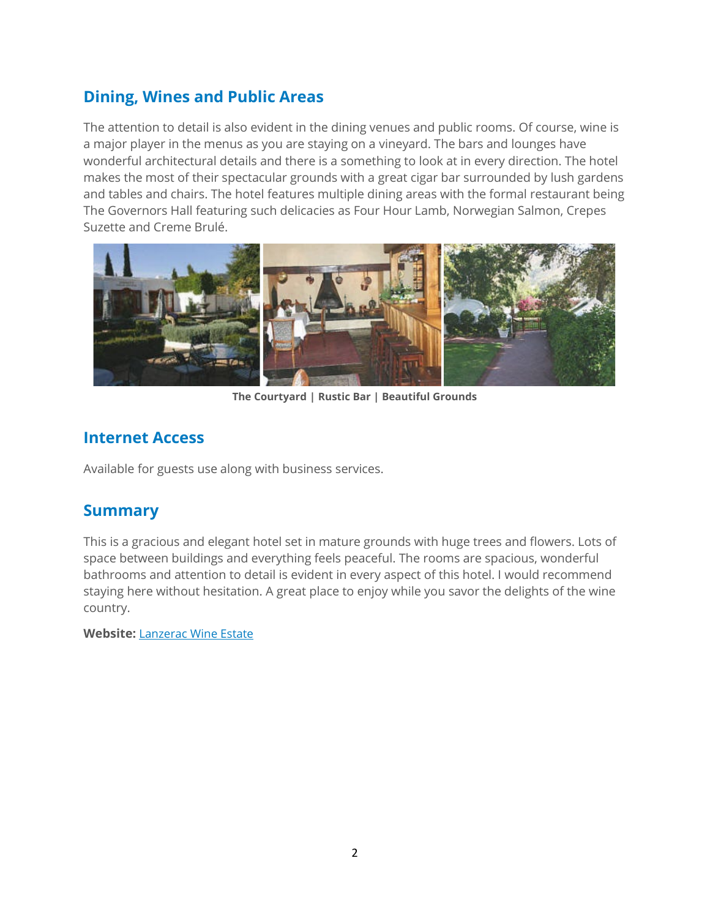## Dining, Wines and Public Areas

The attention to detail is also evident in the dining venues and public rooms. Of course, wine is a major player in the menus as you are staying on a vineyard. The bars and lounges have wonderful architectural details and there is a something to look at in every direction. The hotel makes the most of their spectacular grounds with a great cigar bar surrounded by lush gardens and tables and chairs. The hotel features multiple dining areas with the formal restaurant being The Governors Hall featuring such delicacies as Four Hour Lamb, Norwegian Salmon, Crepes Suzette and Creme Brulé.

**The Courtyard | Rustic Bar | Beautiful Grounds**

## Internet Access

Available for guests use along with business services.

## Summary

This is a gracious and elegant hotel set in mature grounds with huge trees and flowers. Lots of space between buildings and everything feels peaceful. The rooms are spacious, wonderful bathrooms and attention to detail is evident in every aspect of this hotel. I would recommend staying here without hesitation. A great place to enjoy while you savor the delights of the wine country.

**Website:** Lanzerac Wine Estate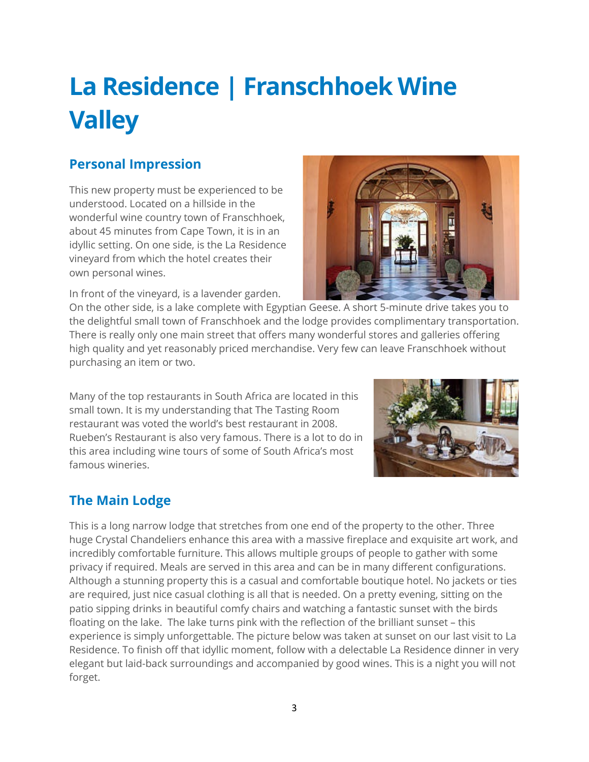# La Residence | Franschhoek Wine Valley

## Personal Impression

This new property must be experienced to be understood. Located on a hillside in the wonderful wine country town of Franschhoek, about 45 minutes from Cape Town, it is in an idyllic setting. On one side, is the La Residence vineyard from which the hotel creates their own personal wines.

In front of the vineyard, is a lavender garden. On the other side, is a lake complete with Egyptian Geese. A short 5-minute drive takes you to the delightful small town of Franschhoek and the lodge provides complimentary transportation. There is really only one main street that offers many wonderful stores and galleries offering high quality and yet reasonably priced merchandise. Very few can leave Franschhoek without purchasing an item or two.

Many of the top restaurants in South Africa are located in this small town. It is my understanding that The Tasting Room restaurant was voted the world's best restaurant in 2008. Rueben's Restaurant is also very famous. There is a lot to do in this area including wine tours of some of South Africa's most famous wineries.

## The Main Lodge

This is a long narrow lodge that stretches from one end of the property to the other. Three huge Crystal Chandeliers enhance this area with a massive fireplace and exquisite art work, and incredibly comfortable furniture. This allows multiple groups of people to gather with some privacy if required. Meals are served in this area and can be in many different configurations. Although a stunning property this is a casual and comfortable boutique hotel. No jackets or ties are required, just nice casual clothing is all that is needed. On a pretty evening, sitting on the patio sipping drinks in beautiful comfy chairs and watching a fantastic sunset with the birds floating on the lake. The lake turns pink with the reflection of the brilliant sunset – this experience is simply unforgettable. The picture below was taken at sunset on our last visit to La Residence. To finish off that idyllic moment, follow with a delectable La Residence dinner in very elegant but laid-back surroundings and accompanied by good wines. This is a night you will not forget.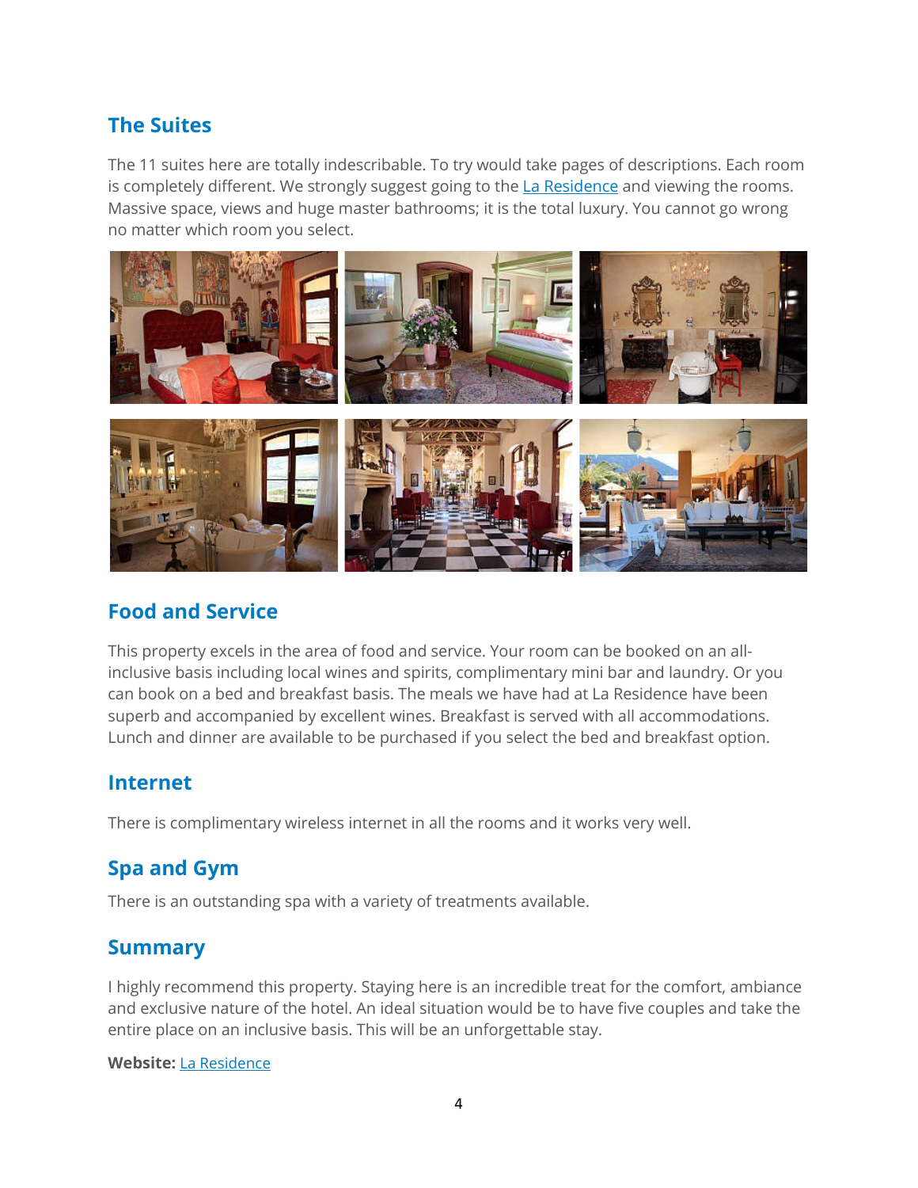## The Suites

The 11 suites here are totally indescribable. To try would take pages of descriptions. Each room is completely different. We strongly suggest going to the La Residence and viewing the rooms. Massive space, views and huge master bathrooms; it is the total luxury. You cannot go wrong no matter which room you select.

## Food and Service

This property excels in the area of food and service. Your room can be booked on an all-inclusive basis including local wines and spirits, complimentary mini bar and laundry. Or you can book on a bed and breakfast basis. The meals we have had at La Residence have been superb and accompanied by excellent wines. Breakfast is served with all accommodations. Lunch and dinner are available to be purchased if you select the bed and breakfast option.

## Internet

There is complimentary wireless internet in all the rooms and it works very well.

## Spa and Gym

There is an outstanding spa with a variety of treatments available.

## Summary

I highly recommend this property. Staying here is an incredible treat for the comfort, ambiance and exclusive nature of the hotel. An ideal situation would be to have five couples and take the entire place on an inclusive basis. This will be an unforgettable stay.

**Website:** La Residence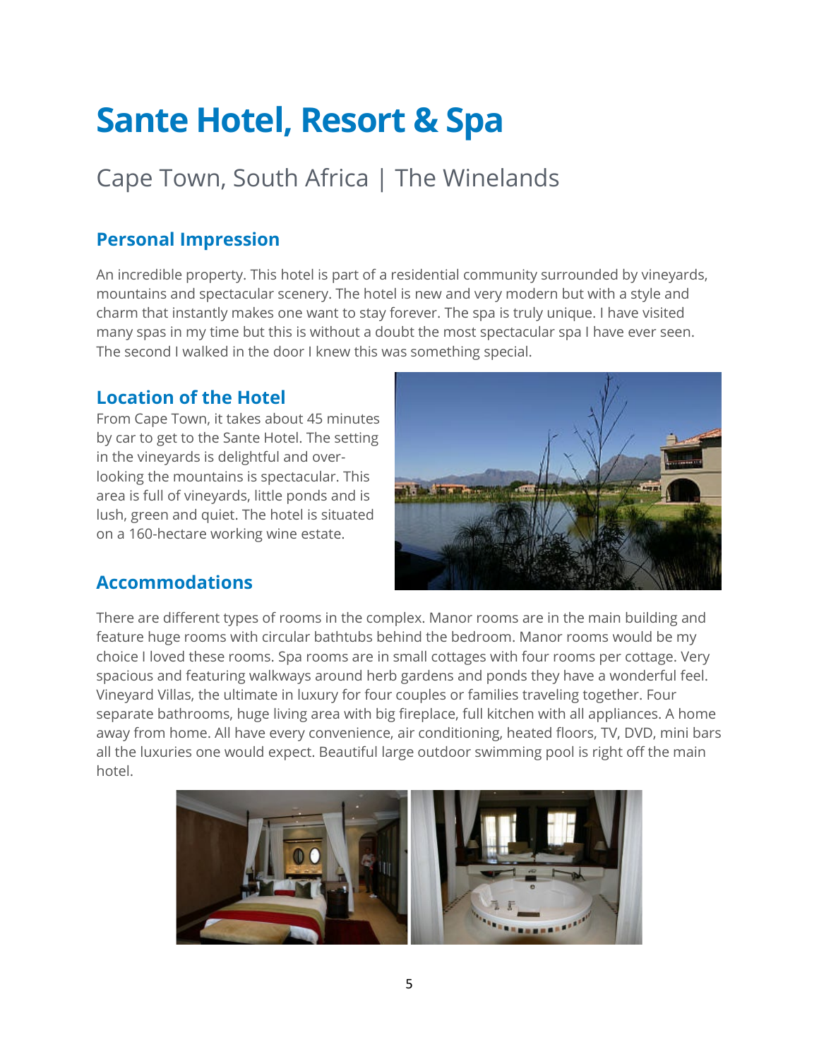# Sante Hotel, Resort & Spa

## Cape Town, South Africa | The Winelands

### Personal Impression

An incredible property. This hotel is part of a residential community surrounded by vineyards, mountains and spectacular scenery. The hotel is new and very modern but with a style and charm that instantly makes one want to stay forever. The spa is truly unique. I have visited many spas in my time but this is without a doubt the most spectacular spa I have ever seen. The second I walked in the door I knew this was something special.

### Location of the Hotel

From Cape Town, it takes about 45 minutes by car to get to the Sante Hotel. The setting in the vineyards is delightful and over-looking the mountains is spectacular. This area is full of vineyards, little ponds and is lush, green and quiet. The hotel is situated on a 160-hectare working wine estate.

### Accommodations

There are different types of rooms in the complex. Manor rooms are in the main building and feature huge rooms with circular bathtubs behind the bedroom. Manor rooms would be my choice I loved these rooms. Spa rooms are in small cottages with four rooms per cottage. Very spacious and featuring walkways around herb gardens and ponds they have a wonderful feel. Vineyard Villas, the ultimate in luxury for four couples or families traveling together. Four separate bathrooms, huge living area with big fireplace, full kitchen with all appliances. A home away from home. All have every convenience, air conditioning, heated floors, TV, DVD, mini bars all the luxuries one would expect. Beautiful large outdoor swimming pool is right off the main hotel.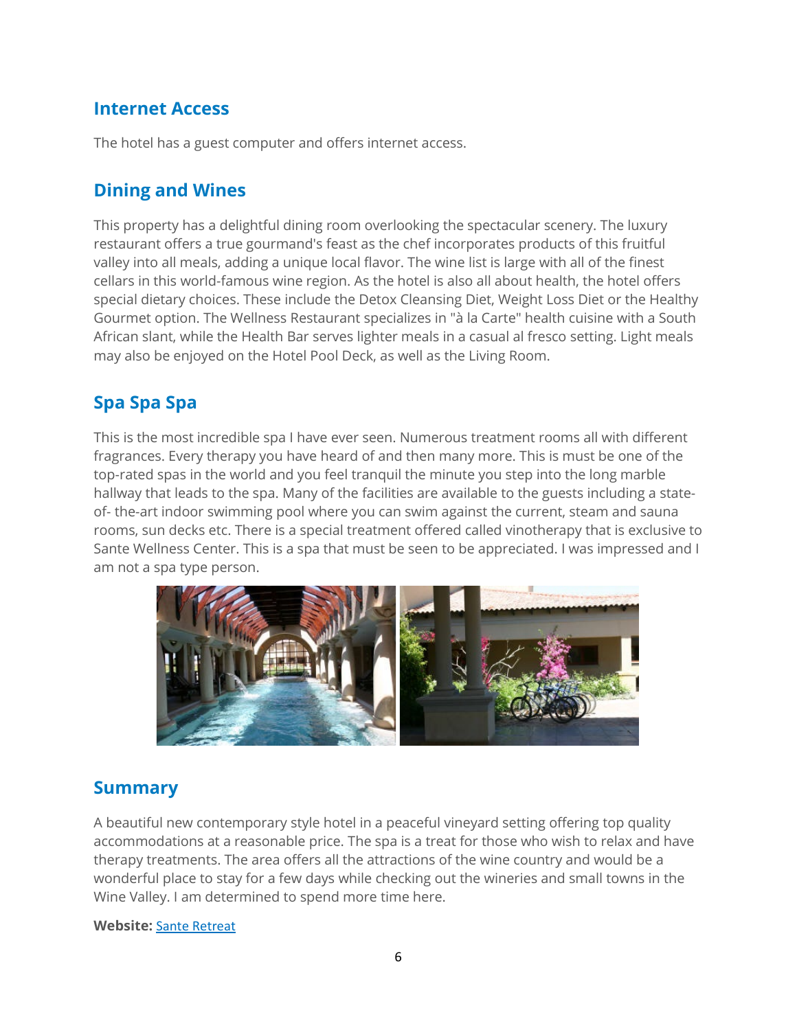## Internet Access

The hotel has a guest computer and offers internet access.

## Dining and Wines

This property has a delightful dining room overlooking the spectacular scenery. The luxury restaurant offers a true gourmand's feast as the chef incorporates products of this fruitful valley into all meals, adding a unique local flavor. The wine list is large with all of the finest cellars in this world-famous wine region. As the hotel is also all about health, the hotel offers special dietary choices. These include the Detox Cleansing Diet, Weight Loss Diet or the Healthy Gourmet option. The Wellness Restaurant specializes in "à la Carte" health cuisine with a South African slant, while the Health Bar serves lighter meals in a casual al fresco setting. Light meals may also be enjoyed on the Hotel Pool Deck, as well as the Living Room.

## Spa Spa Spa

This is the most incredible spa I have ever seen. Numerous treatment rooms all with different fragrances. Every therapy you have heard of and then many more. This is must be one of the top-rated spas in the world and you feel tranquil the minute you step into the long marble hallway that leads to the spa. Many of the facilities are available to the guests including a state-of- the-art indoor swimming pool where you can swim against the current, steam and sauna rooms, sun decks etc. There is a special treatment offered called vinotherapy that is exclusive to Sante Wellness Center. This is a spa that must be seen to be appreciated. I was impressed and I am not a spa type person.

## Summary

A beautiful new contemporary style hotel in a peaceful vineyard setting offering top quality accommodations at a reasonable price. The spa is a treat for those who wish to relax and have therapy treatments. The area offers all the attractions of the wine country and would be a wonderful place to stay for a few days while checking out the wineries and small towns in the Wine Valley. I am determined to spend more time here.

**Website:** Sante Retreat